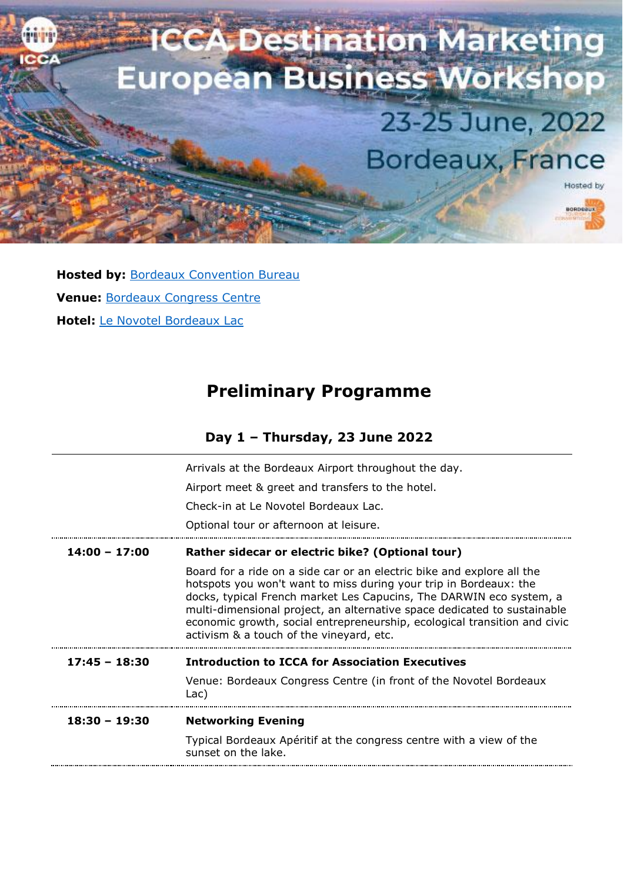# ICCA Destination Marketing European Business Workshop

23-25 June, 2022

Bordeaux, France

**Hosted by:** Bordeaux Convention Bureau

**Venue:** Bordeaux Congress Centre

**Hotel:** Le Novotel Bordeaux Lac

## Preliminary Programme

### Day 1 – Thursday, 23 June 2022

| | |
|---|---|
| | Arrivals at the Bordeaux Airport throughout the day.<br>Airport meet & greet and transfers to the hotel.<br>Check-in at Le Novotel Bordeaux Lac.<br>Optional tour or afternoon at leisure. |
| **14:00 – 17:00** | **Rather sidecar or electric bike? (Optional tour)**<br>Board for a ride on a side car or an electric bike and explore all the hotspots you won't want to miss during your trip in Bordeaux: the docks, typical French market Les Capucins, The DARWIN eco system, a multi-dimensional project, an alternative space dedicated to sustainable economic growth, social entrepreneurship, ecological transition and civic activism & a touch of the vineyard, etc. |
| **17:45 – 18:30** | **Introduction to ICCA for Association Executives**<br>Venue: Bordeaux Congress Centre (in front of the Novotel Bordeaux Lac) |
| **18:30 – 19:30** | **Networking Evening**<br>Typical Bordeaux Apéritif at the congress centre with a view of the sunset on the lake. |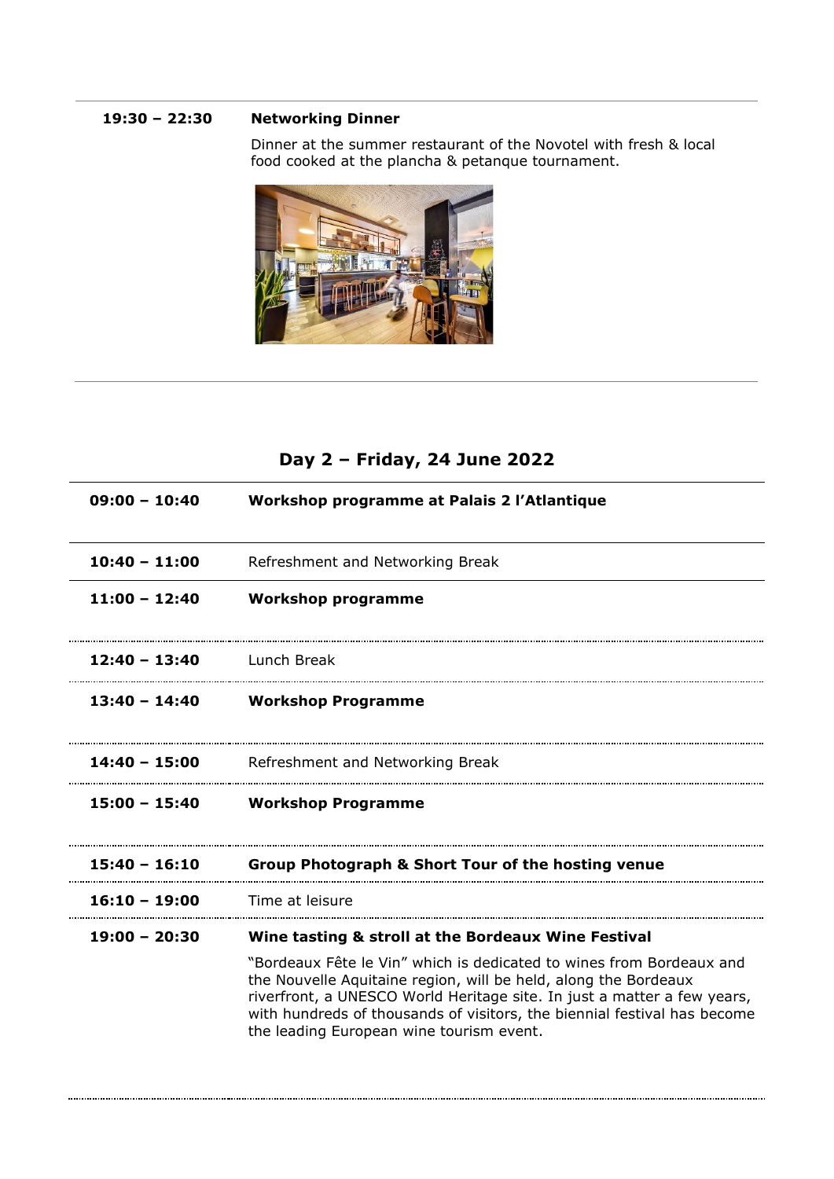| | |
|---|---|
| **19:30 – 22:30** | **Networking Dinner**<br><br>Dinner at the summer restaurant of the Novotel with fresh & local food cooked at the plancha & petanque tournament. |

## Day 2 – Friday, 24 June 2022

| | |
|---|---|
| **09:00 – 10:40** | **Workshop programme at Palais 2 l'Atlantique** |
| **10:40 – 11:00** | Refreshment and Networking Break |
| **11:00 – 12:40** | **Workshop programme** |
| **12:40 – 13:40** | Lunch Break |
| **13:40 – 14:40** | **Workshop Programme** |
| **14:40 – 15:00** | Refreshment and Networking Break |
| **15:00 – 15:40** | **Workshop Programme** |
| **15:40 – 16:10** | **Group Photograph & Short Tour of the hosting venue** |
| **16:10 – 19:00** | Time at leisure |
| **19:00 – 20:30** | **Wine tasting & stroll at the Bordeaux Wine Festival**<br><br>"Bordeaux Fête le Vin" which is dedicated to wines from Bordeaux and the Nouvelle Aquitaine region, will be held, along the Bordeaux riverfront, a UNESCO World Heritage site. In just a matter a few years, with hundreds of thousands of visitors, the biennial festival has become the leading European wine tourism event. |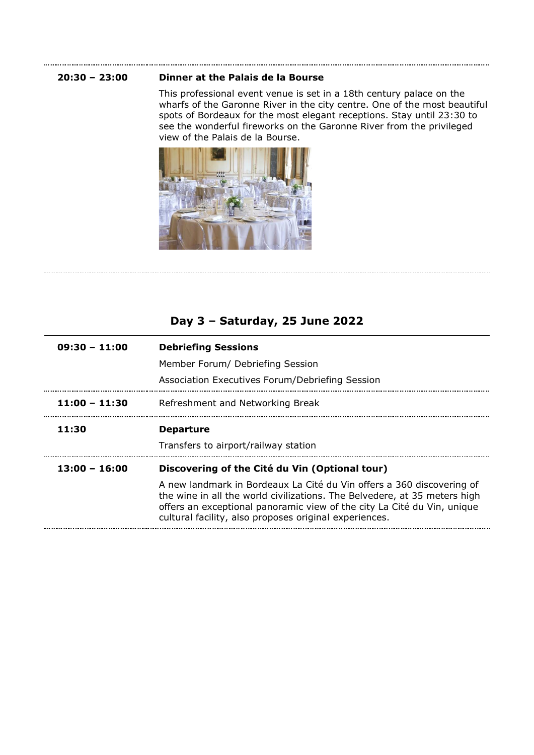| | | |
|---|---|---|
| **20:30 – 23:00** | **Dinner at the Palais de la Bourse**<br><br>This professional event venue is set in a 18th century palace on the wharfs of the Garonne River in the city centre. One of the most beautiful spots of Bordeaux for the most elegant receptions. Stay until 23:30 to see the wonderful fireworks on the Garonne River from the privileged view of the Palais de la Bourse. |

## Day 3 – Saturday, 25 June 2022

| | | |
|---|---|---|
| **09:30 – 11:00** | **Debriefing Sessions**<br><br>Member Forum/ Debriefing Session<br><br>Association Executives Forum/Debriefing Session |
| **11:00 – 11:30** | Refreshment and Networking Break |
| **11:30** | **Departure**<br><br>Transfers to airport/railway station |
| **13:00 – 16:00** | **Discovering of the Cité du Vin (Optional tour)**<br><br>A new landmark in Bordeaux La Cité du Vin offers a 360 discovering of the wine in all the world civilizations. The Belvedere, at 35 meters high offers an exceptional panoramic view of the city La Cité du Vin, unique cultural facility, also proposes original experiences. |